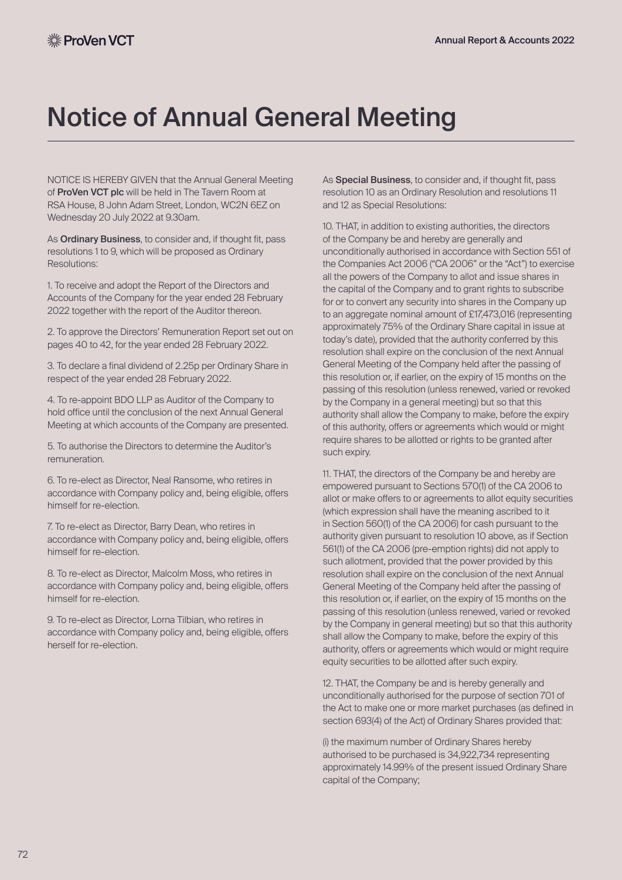# Notice of Annual General Meeting

NOTICE IS HEREBY GIVEN that the Annual General Meeting of **ProVen VCT plc** will be held in The Tavern Room at RSA House, 8 John Adam Street, London, WC2N 6EZ on Wednesday 20 July 2022 at 9.30am.

As **Ordinary Business**, to consider and, if thought fit, pass resolutions 1 to 9, which will be proposed as Ordinary Resolutions:

1. To receive and adopt the Report of the Directors and Accounts of the Company for the year ended 28 February 2022 together with the report of the Auditor thereon.

2. To approve the Directors' Remuneration Report set out on pages 40 to 42, for the year ended 28 February 2022.

3. To declare a final dividend of 2.25p per Ordinary Share in respect of the year ended 28 February 2022.

4. To re-appoint BDO LLP as Auditor of the Company to hold office until the conclusion of the next Annual General Meeting at which accounts of the Company are presented.

5. To authorise the Directors to determine the Auditor's remuneration.

6. To re-elect as Director, Neal Ransome, who retires in accordance with Company policy and, being eligible, offers himself for re-election.

7. To re-elect as Director, Barry Dean, who retires in accordance with Company policy and, being eligible, offers himself for re-election.

8. To re-elect as Director, Malcolm Moss, who retires in accordance with Company policy and, being eligible, offers himself for re-election.

9. To re-elect as Director, Lorna Tilbian, who retires in accordance with Company policy and, being eligible, offers herself for re-election.

As **Special Business**, to consider and, if thought fit, pass resolution 10 as an Ordinary Resolution and resolutions 11 and 12 as Special Resolutions:

10. THAT, in addition to existing authorities, the directors of the Company be and hereby are generally and unconditionally authorised in accordance with Section 551 of the Companies Act 2006 ("CA 2006" or the "Act") to exercise all the powers of the Company to allot and issue shares in the capital of the Company and to grant rights to subscribe for or to convert any security into shares in the Company up to an aggregate nominal amount of £17,473,016 (representing approximately 75% of the Ordinary Share capital in issue at today's date), provided that the authority conferred by this resolution shall expire on the conclusion of the next Annual General Meeting of the Company held after the passing of this resolution or, if earlier, on the expiry of 15 months on the passing of this resolution (unless renewed, varied or revoked by the Company in a general meeting) but so that this authority shall allow the Company to make, before the expiry of this authority, offers or agreements which would or might require shares to be allotted or rights to be granted after such expiry.

11. THAT, the directors of the Company be and hereby are empowered pursuant to Sections 570(1) of the CA 2006 to allot or make offers to or agreements to allot equity securities (which expression shall have the meaning ascribed to it in Section 560(1) of the CA 2006) for cash pursuant to the authority given pursuant to resolution 10 above, as if Section 561(1) of the CA 2006 (pre-emption rights) did not apply to such allotment, provided that the power provided by this resolution shall expire on the conclusion of the next Annual General Meeting of the Company held after the passing of this resolution or, if earlier, on the expiry of 15 months on the passing of this resolution (unless renewed, varied or revoked by the Company in general meeting) but so that this authority shall allow the Company to make, before the expiry of this authority, offers or agreements which would or might require equity securities to be allotted after such expiry.

12. THAT, the Company be and is hereby generally and unconditionally authorised for the purpose of section 701 of the Act to make one or more market purchases (as defined in section 693(4) of the Act) of Ordinary Shares provided that:

(i) the maximum number of Ordinary Shares hereby authorised to be purchased is 34,922,734 representing approximately 14.99% of the present issued Ordinary Share capital of the Company;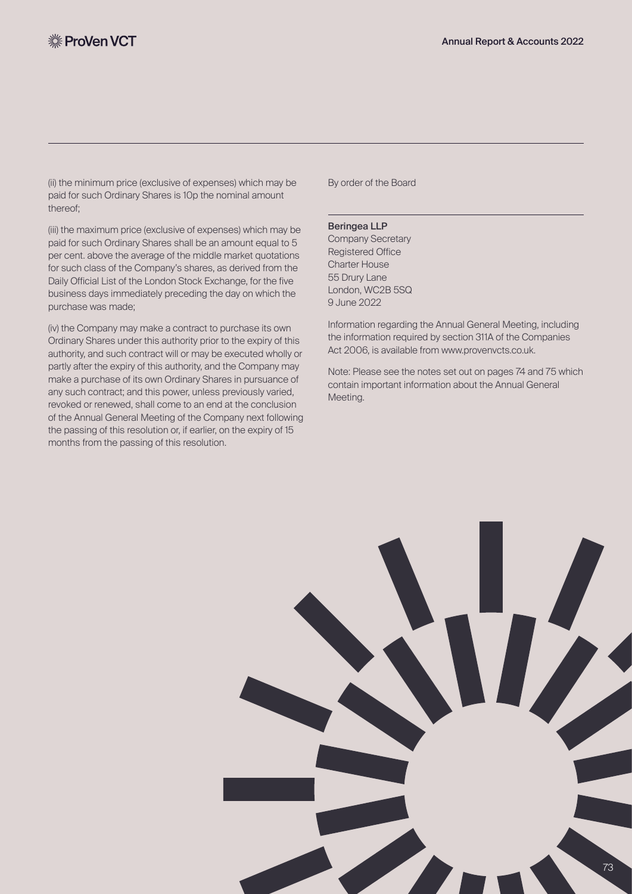(ii) the minimum price (exclusive of expenses) which may be paid for such Ordinary Shares is 10p the nominal amount thereof;

(iii) the maximum price (exclusive of expenses) which may be paid for such Ordinary Shares shall be an amount equal to 5 per cent. above the average of the middle market quotations for such class of the Company's shares, as derived from the Daily Official List of the London Stock Exchange, for the five business days immediately preceding the day on which the purchase was made;

(iv) the Company may make a contract to purchase its own Ordinary Shares under this authority prior to the expiry of this authority, and such contract will or may be executed wholly or partly after the expiry of this authority, and the Company may make a purchase of its own Ordinary Shares in pursuance of any such contract; and this power, unless previously varied, revoked or renewed, shall come to an end at the conclusion of the Annual General Meeting of the Company next following the passing of this resolution or, if earlier, on the expiry of 15 months from the passing of this resolution.

By order of the Board

**Beringea LLP**
Company Secretary
Registered Office
Charter House
55 Drury Lane
London, WC2B 5SQ
9 June 2022

Information regarding the Annual General Meeting, including the information required by section 311A of the Companies Act 2006, is available from www.provenvcts.co.uk.

Note: Please see the notes set out on pages 74 and 75 which contain important information about the Annual General Meeting.